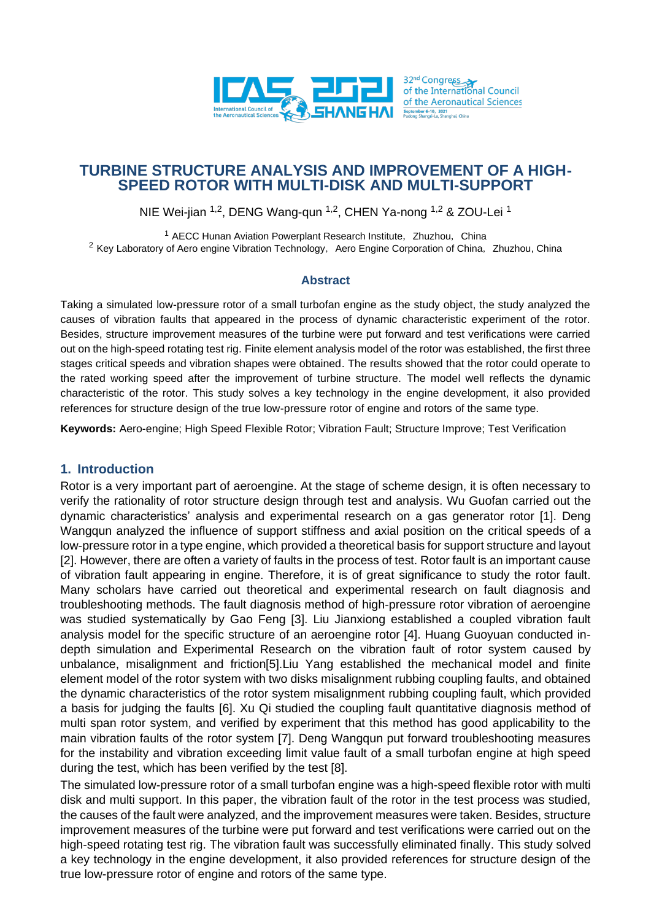# TURBINE STRUCTURE ANALYSIS AND IMPROVEMENT OF A HIGH-SPEED ROTOR WITH MULTI-DISK AND MULTI-SUPPORT

NIE Wei-jian [1,2], DENG Wang-qun [1,2], CHEN Ya-nong [1,2] & ZOU-Lei [1]

[1] AECC Hunan Aviation Powerplant Research Institute, Zhuzhou, China
[2] Key Laboratory of Aero engine Vibration Technology, Aero Engine Corporation of China, Zhuzhou, China

## Abstract

Taking a simulated low-pressure rotor of a small turbofan engine as the study object, the study analyzed the causes of vibration faults that appeared in the process of dynamic characteristic experiment of the rotor. Besides, structure improvement measures of the turbine were put forward and test verifications were carried out on the high-speed rotating test rig. Finite element analysis model of the rotor was established, the first three stages critical speeds and vibration shapes were obtained. The results showed that the rotor could operate to the rated working speed after the improvement of turbine structure. The model well reflects the dynamic characteristic of the rotor. This study solves a key technology in the engine development, it also provided references for structure design of the true low-pressure rotor of engine and rotors of the same type.

**Keywords:** Aero-engine; High Speed Flexible Rotor; Vibration Fault; Structure Improve; Test Verification

## 1. Introduction

Rotor is a very important part of aeroengine. At the stage of scheme design, it is often necessary to verify the rationality of rotor structure design through test and analysis. Wu Guofan carried out the dynamic characteristics' analysis and experimental research on a gas generator rotor [1]. Deng Wangqun analyzed the influence of support stiffness and axial position on the critical speeds of a low-pressure rotor in a type engine, which provided a theoretical basis for support structure and layout [2]. However, there are often a variety of faults in the process of test. Rotor fault is an important cause of vibration fault appearing in engine. Therefore, it is of great significance to study the rotor fault. Many scholars have carried out theoretical and experimental research on fault diagnosis and troubleshooting methods. The fault diagnosis method of high-pressure rotor vibration of aeroengine was studied systematically by Gao Feng [3]. Liu Jianxiong established a coupled vibration fault analysis model for the specific structure of an aeroengine rotor [4]. Huang Guoyuan conducted in-depth simulation and Experimental Research on the vibration fault of rotor system caused by unbalance, misalignment and friction[5].Liu Yang established the mechanical model and finite element model of the rotor system with two disks misalignment rubbing coupling faults, and obtained the dynamic characteristics of the rotor system misalignment rubbing coupling fault, which provided a basis for judging the faults [6]. Xu Qi studied the coupling fault quantitative diagnosis method of multi span rotor system, and verified by experiment that this method has good applicability to the main vibration faults of the rotor system [7]. Deng Wangqun put forward troubleshooting measures for the instability and vibration exceeding limit value fault of a small turbofan engine at high speed during the test, which has been verified by the test [8].

The simulated low-pressure rotor of a small turbofan engine was a high-speed flexible rotor with multi disk and multi support. In this paper, the vibration fault of the rotor in the test process was studied, the causes of the fault were analyzed, and the improvement measures were taken. Besides, structure improvement measures of the turbine were put forward and test verifications were carried out on the high-speed rotating test rig. The vibration fault was successfully eliminated finally. This study solved a key technology in the engine development, it also provided references for structure design of the true low-pressure rotor of engine and rotors of the same type.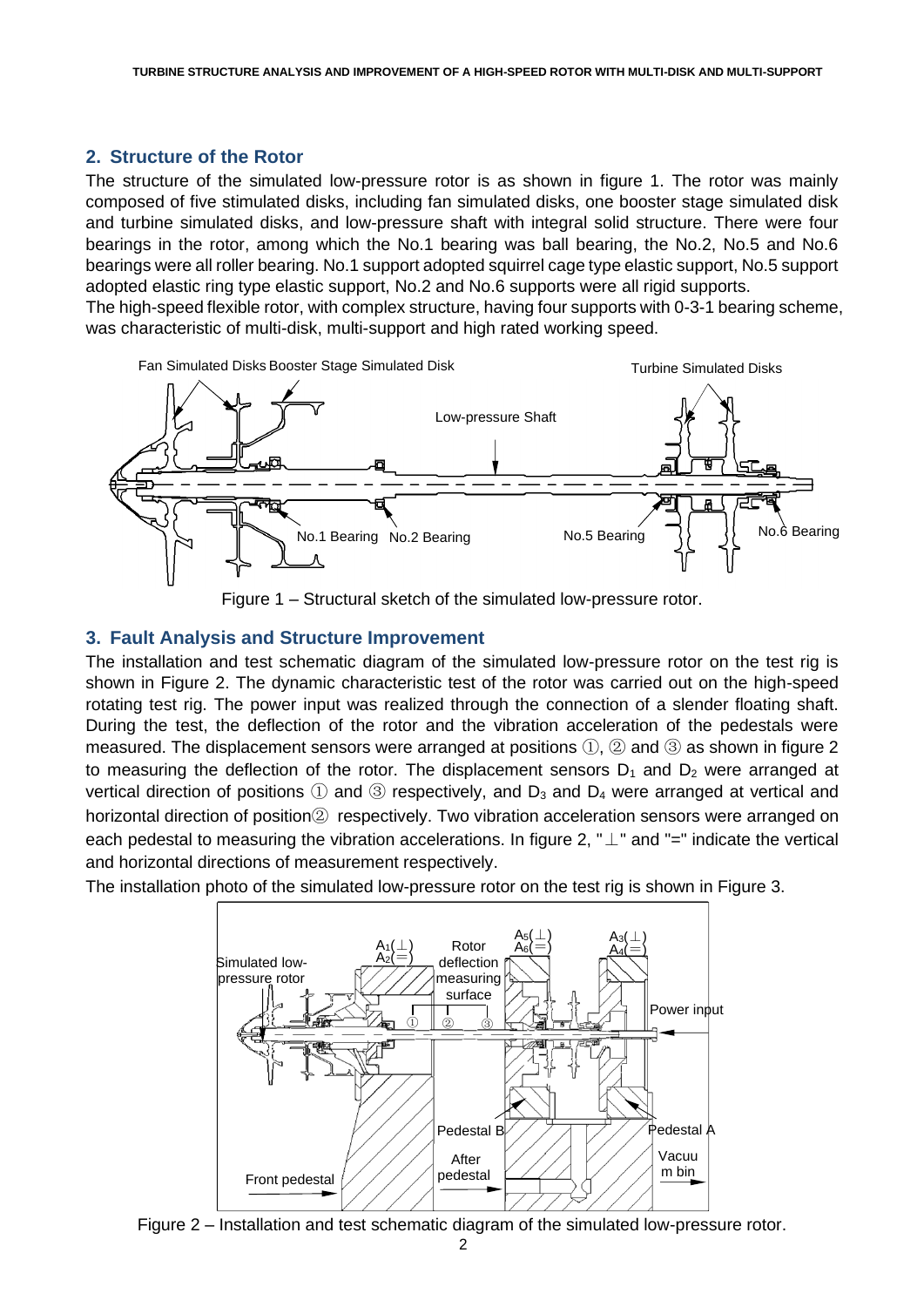## 2. Structure of the Rotor

The structure of the simulated low-pressure rotor is as shown in figure 1. The rotor was mainly composed of five stimulated disks, including fan simulated disks, one booster stage simulated disk and turbine simulated disks, and low-pressure shaft with integral solid structure. There were four bearings in the rotor, among which the No.1 bearing was ball bearing, the No.2, No.5 and No.6 bearings were all roller bearing. No.1 support adopted squirrel cage type elastic support, No.5 support adopted elastic ring type elastic support, No.2 and No.6 supports were all rigid supports.

The high-speed flexible rotor, with complex structure, having four supports with 0-3-1 bearing scheme, was characteristic of multi-disk, multi-support and high rated working speed.

Figure 1 – Structural sketch of the simulated low-pressure rotor.

## 3. Fault Analysis and Structure Improvement

The installation and test schematic diagram of the simulated low-pressure rotor on the test rig is shown in Figure 2. The dynamic characteristic test of the rotor was carried out on the high-speed rotating test rig. The power input was realized through the connection of a slender floating shaft. During the test, the deflection of the rotor and the vibration acceleration of the pedestals were measured. The displacement sensors were arranged at positions ①, ② and ③ as shown in figure 2 to measuring the deflection of the rotor. The displacement sensors $D_1$ and $D_2$ were arranged at vertical direction of positions ① and ③ respectively, and $D_3$ and $D_4$ were arranged at vertical and horizontal direction of position② respectively. Two vibration acceleration sensors were arranged on each pedestal to measuring the vibration accelerations. In figure 2, "⊥" and "=" indicate the vertical and horizontal directions of measurement respectively.

The installation photo of the simulated low-pressure rotor on the test rig is shown in Figure 3.

Figure 2 – Installation and test schematic diagram of the simulated low-pressure rotor.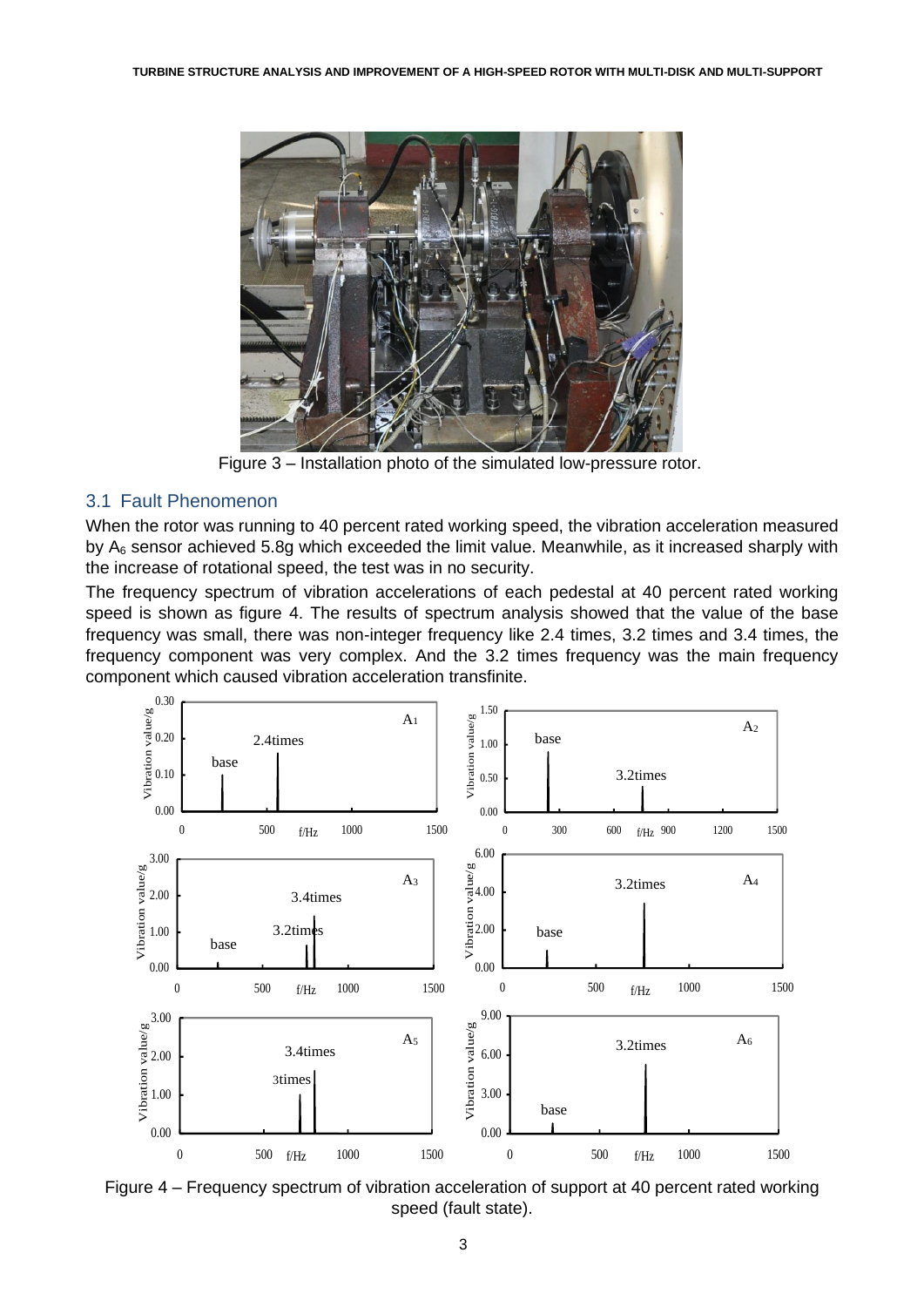Figure 3 – Installation photo of the simulated low-pressure rotor.

## 3.1 Fault Phenomenon

When the rotor was running to 40 percent rated working speed, the vibration acceleration measured by $A_6$ sensor achieved 5.8g which exceeded the limit value. Meanwhile, as it increased sharply with the increase of rotational speed, the test was in no security.

The frequency spectrum of vibration accelerations of each pedestal at 40 percent rated working speed is shown as figure 4. The results of spectrum analysis showed that the value of the base frequency was small, there was non-integer frequency like 2.4 times, 3.2 times and 3.4 times, the frequency component was very complex. And the 3.2 times frequency was the main frequency component which caused vibration acceleration transfinite.

Figure 4 – Frequency spectrum of vibration acceleration of support at 40 percent rated working speed (fault state).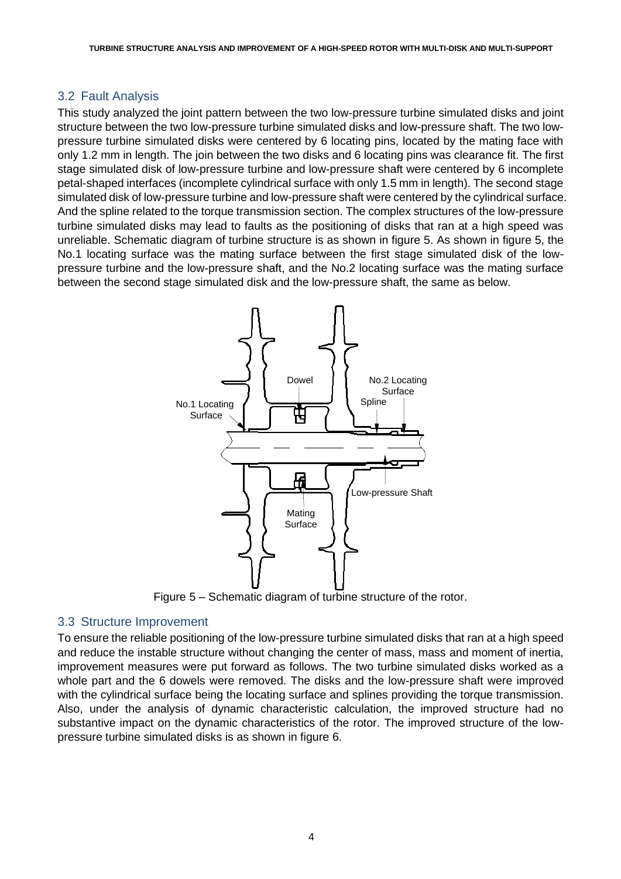## 3.2 Fault Analysis

This study analyzed the joint pattern between the two low-pressure turbine simulated disks and joint structure between the two low-pressure turbine simulated disks and low-pressure shaft. The two low-pressure turbine simulated disks were centered by 6 locating pins, located by the mating face with only 1.2 mm in length. The join between the two disks and 6 locating pins was clearance fit. The first stage simulated disk of low-pressure turbine and low-pressure shaft were centered by 6 incomplete petal-shaped interfaces (incomplete cylindrical surface with only 1.5 mm in length). The second stage simulated disk of low-pressure turbine and low-pressure shaft were centered by the cylindrical surface. And the spline related to the torque transmission section. The complex structures of the low-pressure turbine simulated disks may lead to faults as the positioning of disks that ran at a high speed was unreliable. Schematic diagram of turbine structure is as shown in figure 5. As shown in figure 5, the No.1 locating surface was the mating surface between the first stage simulated disk of the low-pressure turbine and the low-pressure shaft, and the No.2 locating surface was the mating surface between the second stage simulated disk and the low-pressure shaft, the same as below.

Figure 5 – Schematic diagram of turbine structure of the rotor.

## 3.3 Structure Improvement

To ensure the reliable positioning of the low-pressure turbine simulated disks that ran at a high speed and reduce the instable structure without changing the center of mass, mass and moment of inertia, improvement measures were put forward as follows. The two turbine simulated disks worked as a whole part and the 6 dowels were removed. The disks and the low-pressure shaft were improved with the cylindrical surface being the locating surface and splines providing the torque transmission. Also, under the analysis of dynamic characteristic calculation, the improved structure had no substantive impact on the dynamic characteristics of the rotor. The improved structure of the low-pressure turbine simulated disks is as shown in figure 6.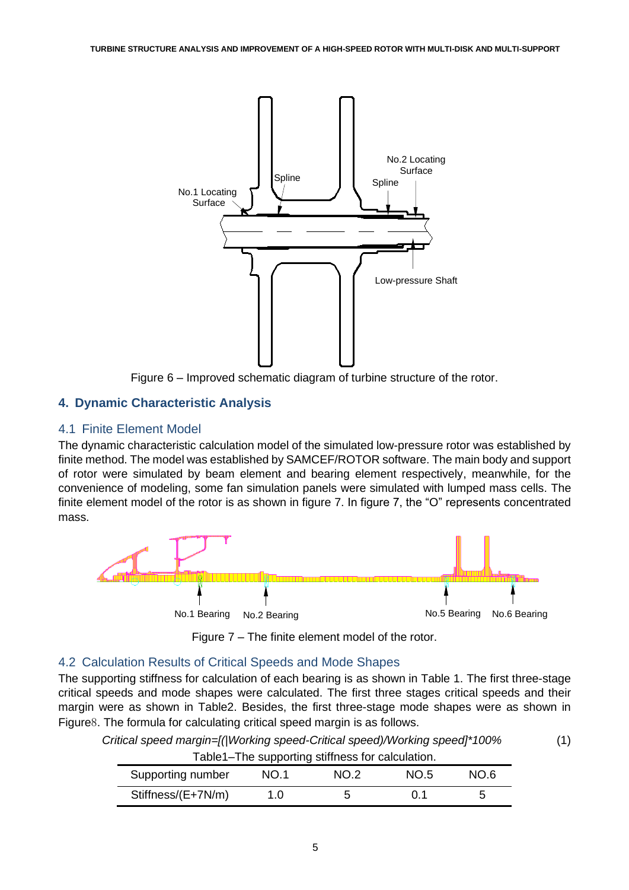Figure 6 – Improved schematic diagram of turbine structure of the rotor.

## 4. Dynamic Characteristic Analysis

### 4.1 Finite Element Model

The dynamic characteristic calculation model of the simulated low-pressure rotor was established by finite method. The model was established by SAMCEF/ROTOR software. The main body and support of rotor were simulated by beam element and bearing element respectively, meanwhile, for the convenience of modeling, some fan simulation panels were simulated with lumped mass cells. The finite element model of the rotor is as shown in figure 7. In figure 7, the “O” represents concentrated mass.

Figure 7 – The finite element model of the rotor.

### 4.2 Calculation Results of Critical Speeds and Mode Shapes

The supporting stiffness for calculation of each bearing is as shown in Table 1. The first three-stage critical speeds and mode shapes were calculated. The first three stages critical speeds and their margin were as shown in Table2. Besides, the first three-stage mode shapes were as shown in Figure8. The formula for calculating critical speed margin is as follows.

*Critical speed margin=[(|Working speed-Critical speed)/Working speed]\*100%* (1)

Table1–The supporting stiffness for calculation.

| Supporting number | NO.1 | NO.2 | NO.5 | NO.6 |
|---|---|---|---|---|
| Stiffness/(E+7N/m) | 1.0 | 5 | 0.1 | 5 |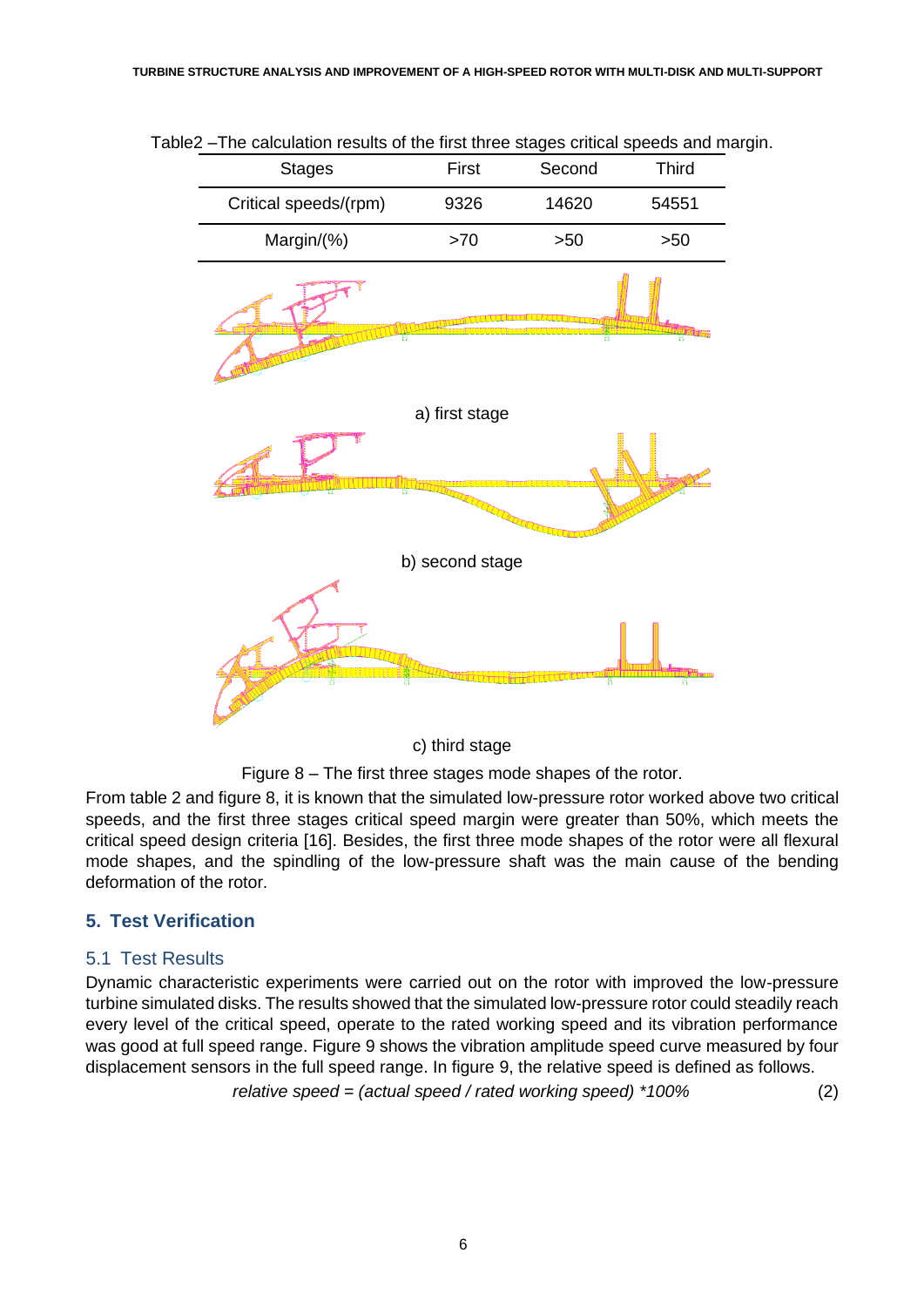Table2 –The calculation results of the first three stages critical speeds and margin.

| Stages | First | Second | Third |
|---|---|---|---|
| Critical speeds/(rpm) | 9326 | 14620 | 54551 |
| Margin/(%) | >70 | >50 | >50 |

a) first stage

b) second stage

c) third stage

Figure 8 – The first three stages mode shapes of the rotor.

From table 2 and figure 8, it is known that the simulated low-pressure rotor worked above two critical speeds, and the first three stages critical speed margin were greater than 50%, which meets the critical speed design criteria [16]. Besides, the first three mode shapes of the rotor were all flexural mode shapes, and the spindling of the low-pressure shaft was the main cause of the bending deformation of the rotor.

## 5. Test Verification

### 5.1 Test Results

Dynamic characteristic experiments were carried out on the rotor with improved the low-pressure turbine simulated disks. The results showed that the simulated low-pressure rotor could steadily reach every level of the critical speed, operate to the rated working speed and its vibration performance was good at full speed range. Figure 9 shows the vibration amplitude speed curve measured by four displacement sensors in the full speed range. In figure 9, the relative speed is defined as follows.

$$\textit{relative speed} = (\textit{actual speed} / \textit{rated working speed}) * 100\% \qquad (2)$$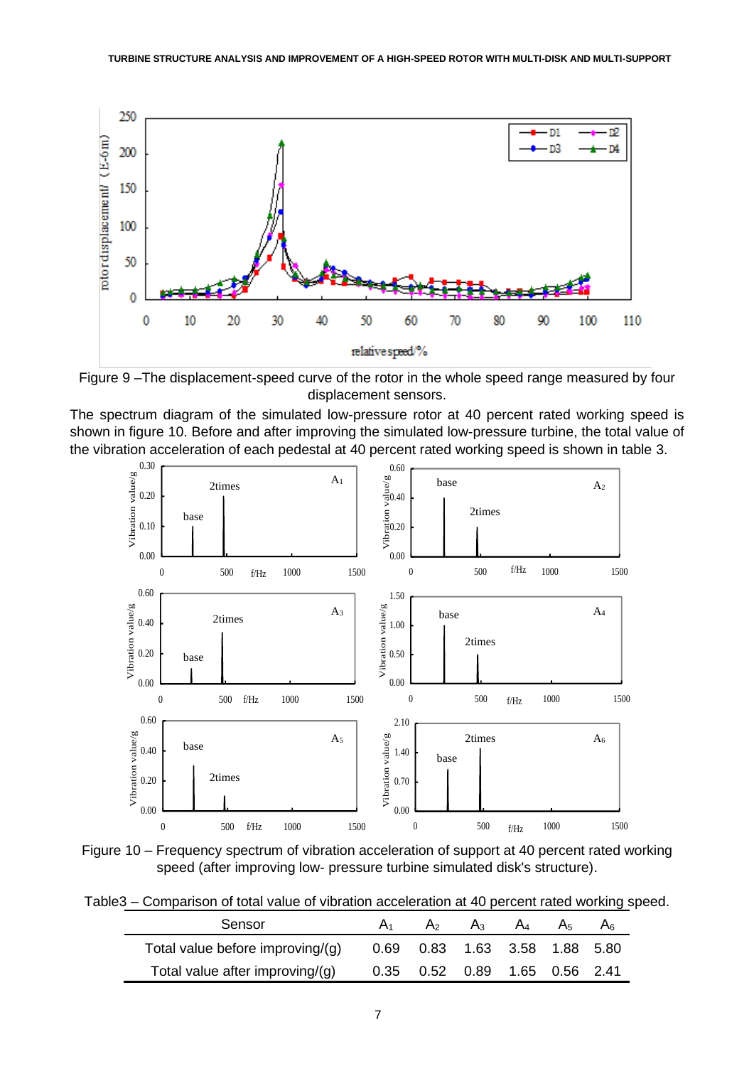Figure 9 –The displacement-speed curve of the rotor in the whole speed range measured by four displacement sensors.

The spectrum diagram of the simulated low-pressure rotor at 40 percent rated working speed is shown in figure 10. Before and after improving the simulated low-pressure turbine, the total value of the vibration acceleration of each pedestal at 40 percent rated working speed is shown in table 3.

Figure 10 – Frequency spectrum of vibration acceleration of support at 40 percent rated working speed (after improving low- pressure turbine simulated disk's structure).

Table3 – Comparison of total value of vibration acceleration at 40 percent rated working speed.

| Sensor | $A_1$ | $A_2$ | $A_3$ | $A_4$ | $A_5$ | $A_6$ |
|---|---|---|---|---|---|---|
| Total value before improving/(g) | 0.69 | 0.83 | 1.63 | 3.58 | 1.88 | 5.80 |
| Total value after improving/(g) | 0.35 | 0.52 | 0.89 | 1.65 | 0.56 | 2.41 |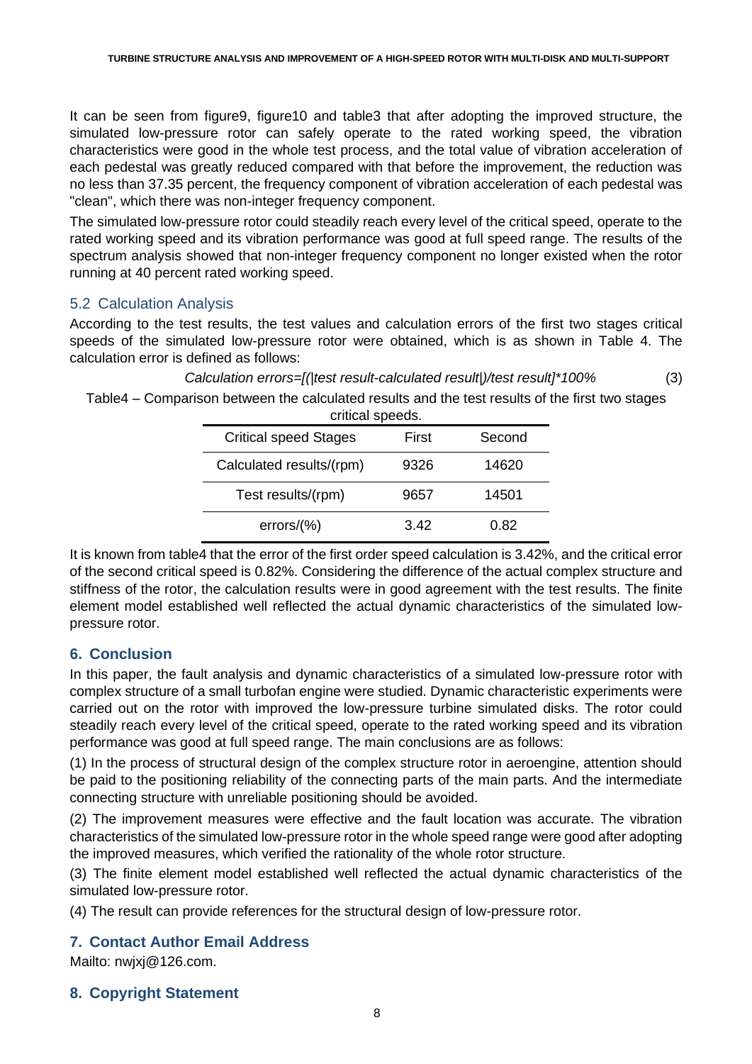It can be seen from figure9, figure10 and table3 that after adopting the improved structure, the simulated low-pressure rotor can safely operate to the rated working speed, the vibration characteristics were good in the whole test process, and the total value of vibration acceleration of each pedestal was greatly reduced compared with that before the improvement, the reduction was no less than 37.35 percent, the frequency component of vibration acceleration of each pedestal was "clean", which there was non-integer frequency component.

The simulated low-pressure rotor could steadily reach every level of the critical speed, operate to the rated working speed and its vibration performance was good at full speed range. The results of the spectrum analysis showed that non-integer frequency component no longer existed when the rotor running at 40 percent rated working speed.

## 5.2 Calculation Analysis

According to the test results, the test values and calculation errors of the first two stages critical speeds of the simulated low-pressure rotor were obtained, which is as shown in Table 4. The calculation error is defined as follows:

*Calculation errors=[(|test result-calculated result|)/test result]*100%* (3)

Table4 – Comparison between the calculated results and the test results of the first two stages critical speeds.

| Critical speed Stages | First | Second |
|---|---|---|
| Calculated results/(rpm) | 9326 | 14620 |
| Test results/(rpm) | 9657 | 14501 |
| errors/(%) | 3.42 | 0.82 |

It is known from table4 that the error of the first order speed calculation is 3.42%, and the critical error of the second critical speed is 0.82%. Considering the difference of the actual complex structure and stiffness of the rotor, the calculation results were in good agreement with the test results. The finite element model established well reflected the actual dynamic characteristics of the simulated low-pressure rotor.

## 6. Conclusion

In this paper, the fault analysis and dynamic characteristics of a simulated low-pressure rotor with complex structure of a small turbofan engine were studied. Dynamic characteristic experiments were carried out on the rotor with improved the low-pressure turbine simulated disks. The rotor could steadily reach every level of the critical speed, operate to the rated working speed and its vibration performance was good at full speed range. The main conclusions are as follows:

(1) In the process of structural design of the complex structure rotor in aeroengine, attention should be paid to the positioning reliability of the connecting parts of the main parts. And the intermediate connecting structure with unreliable positioning should be avoided.

(2) The improvement measures were effective and the fault location was accurate. The vibration characteristics of the simulated low-pressure rotor in the whole speed range were good after adopting the improved measures, which verified the rationality of the whole rotor structure.

(3) The finite element model established well reflected the actual dynamic characteristics of the simulated low-pressure rotor.

(4) The result can provide references for the structural design of low-pressure rotor.

## 7. Contact Author Email Address

Mailto: nwjxj@126.com.

## 8. Copyright Statement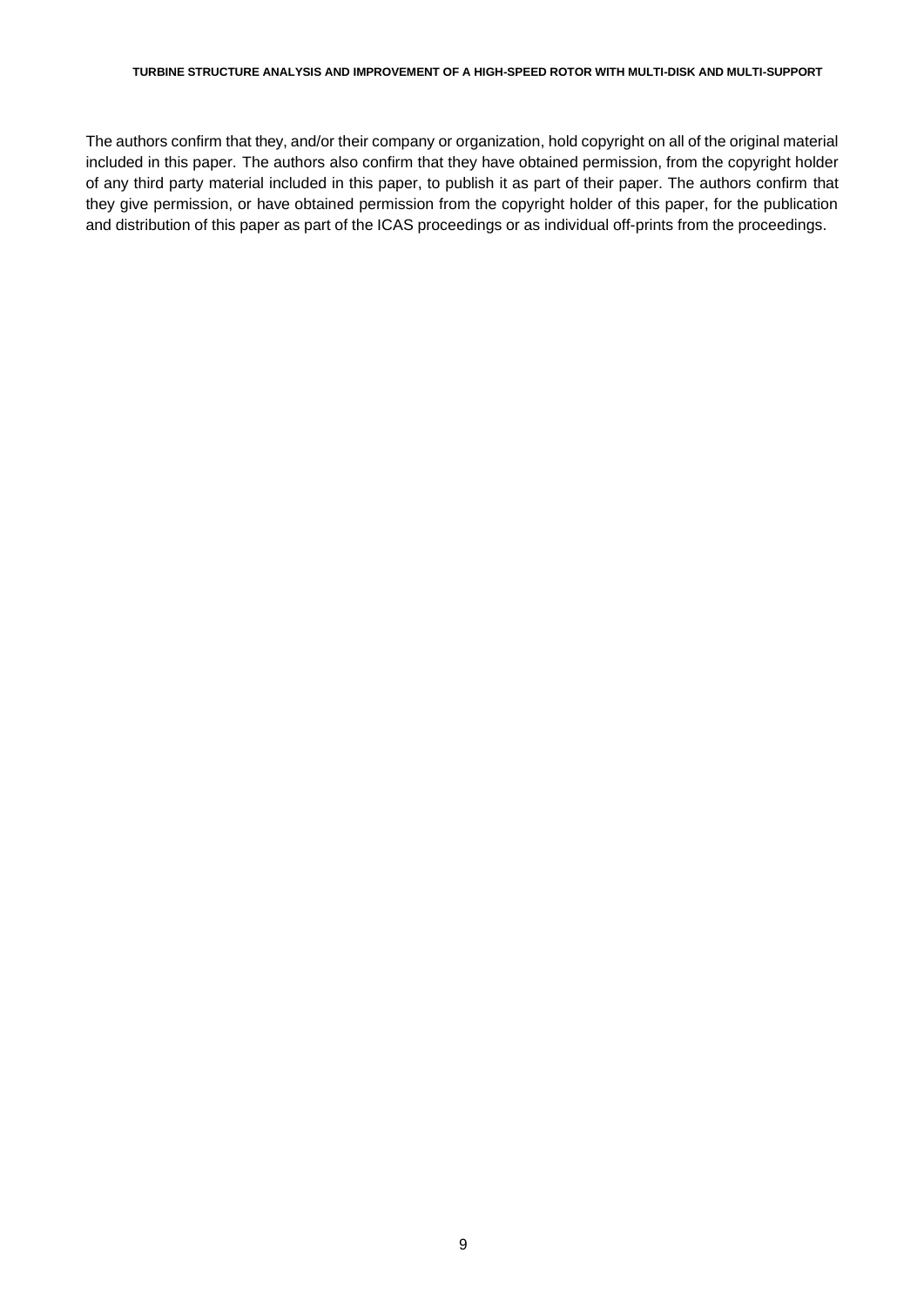The authors confirm that they, and/or their company or organization, hold copyright on all of the original material included in this paper. The authors also confirm that they have obtained permission, from the copyright holder of any third party material included in this paper, to publish it as part of their paper. The authors confirm that they give permission, or have obtained permission from the copyright holder of this paper, for the publication and distribution of this paper as part of the ICAS proceedings or as individual off-prints from the proceedings.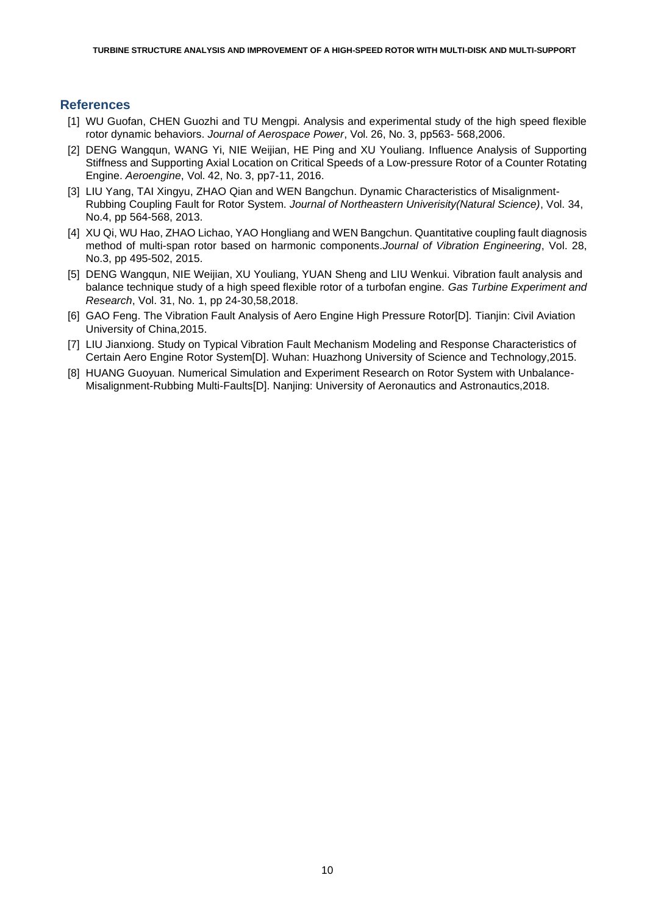## References

[1] WU Guofan, CHEN Guozhi and TU Mengpi. Analysis and experimental study of the high speed flexible rotor dynamic behaviors. *Journal of Aerospace Power*, Vol. 26, No. 3, pp563- 568,2006.

[2] DENG Wangqun, WANG Yi, NIE Weijian, HE Ping and XU Youliang. Influence Analysis of Supporting Stiffness and Supporting Axial Location on Critical Speeds of a Low-pressure Rotor of a Counter Rotating Engine. *Aeroengine*, Vol. 42, No. 3, pp7-11, 2016.

[3] LIU Yang, TAI Xingyu, ZHAO Qian and WEN Bangchun. Dynamic Characteristics of Misalignment-Rubbing Coupling Fault for Rotor System. *Journal of Northeastern Univerisity(Natural Science)*, Vol. 34, No.4, pp 564-568, 2013.

[4] XU Qi, WU Hao, ZHAO Lichao, YAO Hongliang and WEN Bangchun. Quantitative coupling fault diagnosis method of multi-span rotor based on harmonic components.*Journal of Vibration Engineering*, Vol. 28, No.3, pp 495-502, 2015.

[5] DENG Wangqun, NIE Weijian, XU Youliang, YUAN Sheng and LIU Wenkui. Vibration fault analysis and balance technique study of a high speed flexible rotor of a turbofan engine. *Gas Turbine Experiment and Research*, Vol. 31, No. 1, pp 24-30,58,2018.

[6] GAO Feng. The Vibration Fault Analysis of Aero Engine High Pressure Rotor[D]. Tianjin: Civil Aviation University of China,2015.

[7] LIU Jianxiong. Study on Typical Vibration Fault Mechanism Modeling and Response Characteristics of Certain Aero Engine Rotor System[D]. Wuhan: Huazhong University of Science and Technology,2015.

[8] HUANG Guoyuan. Numerical Simulation and Experiment Research on Rotor System with Unbalance-Misalignment-Rubbing Multi-Faults[D]. Nanjing: University of Aeronautics and Astronautics,2018.